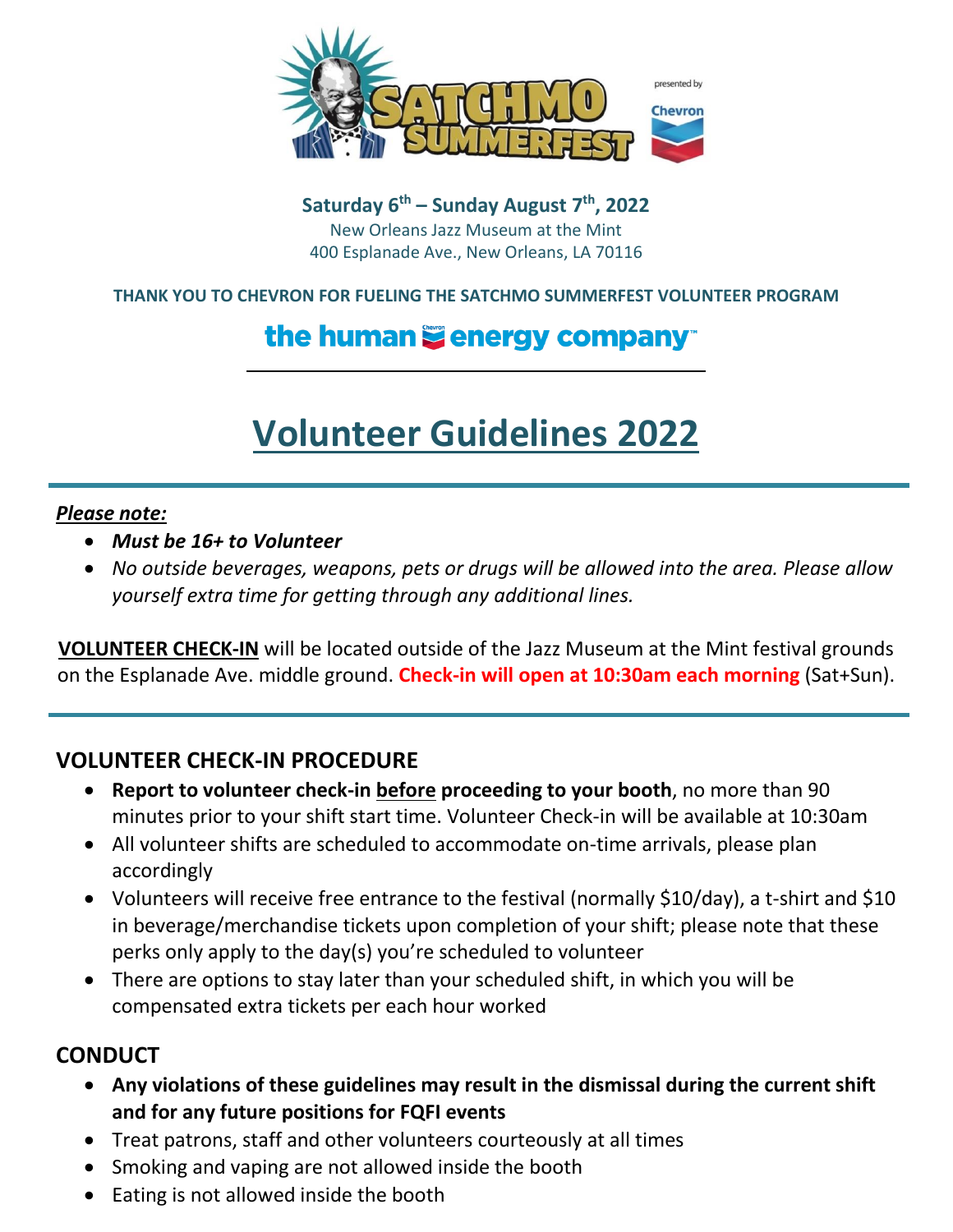SATCHMO SUMMERFEST

presented by Chevron

**Saturday 6th – Sunday August 7th, 2022**
New Orleans Jazz Museum at the Mint
400 Esplanade Ave., New Orleans, LA 70116

**THANK YOU TO CHEVRON FOR FUELING THE SATCHMO SUMMERFEST VOLUNTEER PROGRAM**

**the human energy company™**

# Volunteer Guidelines 2022

***Please note:***

- ***Must be 16+ to Volunteer***
- *No outside beverages, weapons, pets or drugs will be allowed into the area. Please allow yourself extra time for getting through any additional lines.*

**VOLUNTEER CHECK-IN** will be located outside of the Jazz Museum at the Mint festival grounds on the Esplanade Ave. middle ground. **Check-in will open at 10:30am each morning** (Sat+Sun).

## VOLUNTEER CHECK-IN PROCEDURE

- **Report to volunteer check-in before proceeding to your booth**, no more than 90 minutes prior to your shift start time. Volunteer Check-in will be available at 10:30am
- All volunteer shifts are scheduled to accommodate on-time arrivals, please plan accordingly
- Volunteers will receive free entrance to the festival (normally $10/day), a t-shirt and $10 in beverage/merchandise tickets upon completion of your shift; please note that these perks only apply to the day(s) you're scheduled to volunteer
- There are options to stay later than your scheduled shift, in which you will be compensated extra tickets per each hour worked

## CONDUCT

- **Any violations of these guidelines may result in the dismissal during the current shift and for any future positions for FQFI events**
- Treat patrons, staff and other volunteers courteously at all times
- Smoking and vaping are not allowed inside the booth
- Eating is not allowed inside the booth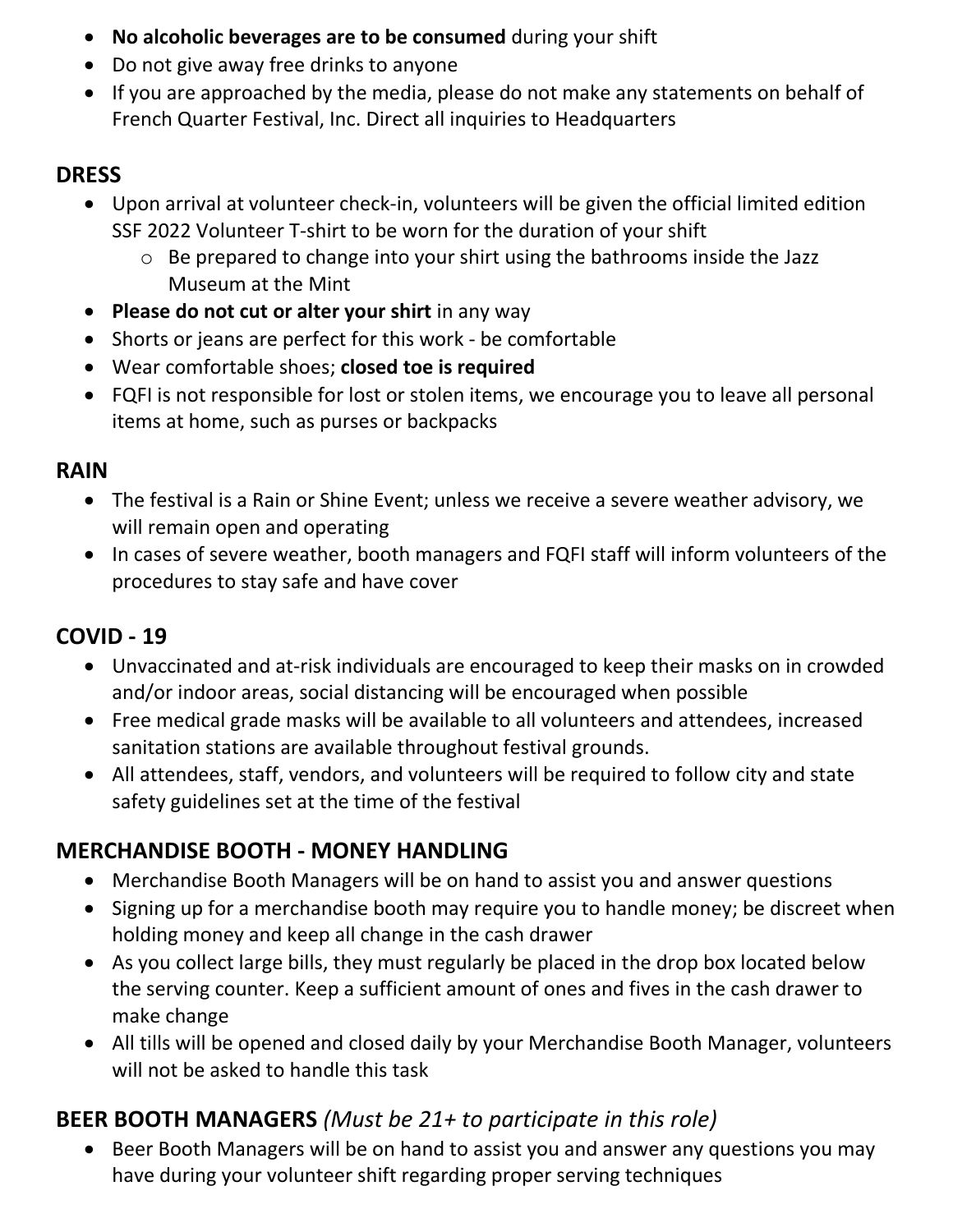- **No alcoholic beverages are to be consumed** during your shift
- Do not give away free drinks to anyone
- If you are approached by the media, please do not make any statements on behalf of French Quarter Festival, Inc. Direct all inquiries to Headquarters

## DRESS

- Upon arrival at volunteer check-in, volunteers will be given the official limited edition SSF 2022 Volunteer T-shirt to be worn for the duration of your shift
    - Be prepared to change into your shirt using the bathrooms inside the Jazz Museum at the Mint
- **Please do not cut or alter your shirt** in any way
- Shorts or jeans are perfect for this work - be comfortable
- Wear comfortable shoes; **closed toe is required**
- FQFI is not responsible for lost or stolen items, we encourage you to leave all personal items at home, such as purses or backpacks

## RAIN

- The festival is a Rain or Shine Event; unless we receive a severe weather advisory, we will remain open and operating
- In cases of severe weather, booth managers and FQFI staff will inform volunteers of the procedures to stay safe and have cover

## COVID - 19

- Unvaccinated and at-risk individuals are encouraged to keep their masks on in crowded and/or indoor areas, social distancing will be encouraged when possible
- Free medical grade masks will be available to all volunteers and attendees, increased sanitation stations are available throughout festival grounds.
- All attendees, staff, vendors, and volunteers will be required to follow city and state safety guidelines set at the time of the festival

## MERCHANDISE BOOTH - MONEY HANDLING

- Merchandise Booth Managers will be on hand to assist you and answer questions
- Signing up for a merchandise booth may require you to handle money; be discreet when holding money and keep all change in the cash drawer
- As you collect large bills, they must regularly be placed in the drop box located below the serving counter. Keep a sufficient amount of ones and fives in the cash drawer to make change
- All tills will be opened and closed daily by your Merchandise Booth Manager, volunteers will not be asked to handle this task

## BEER BOOTH MANAGERS *(Must be 21+ to participate in this role)*

- Beer Booth Managers will be on hand to assist you and answer any questions you may have during your volunteer shift regarding proper serving techniques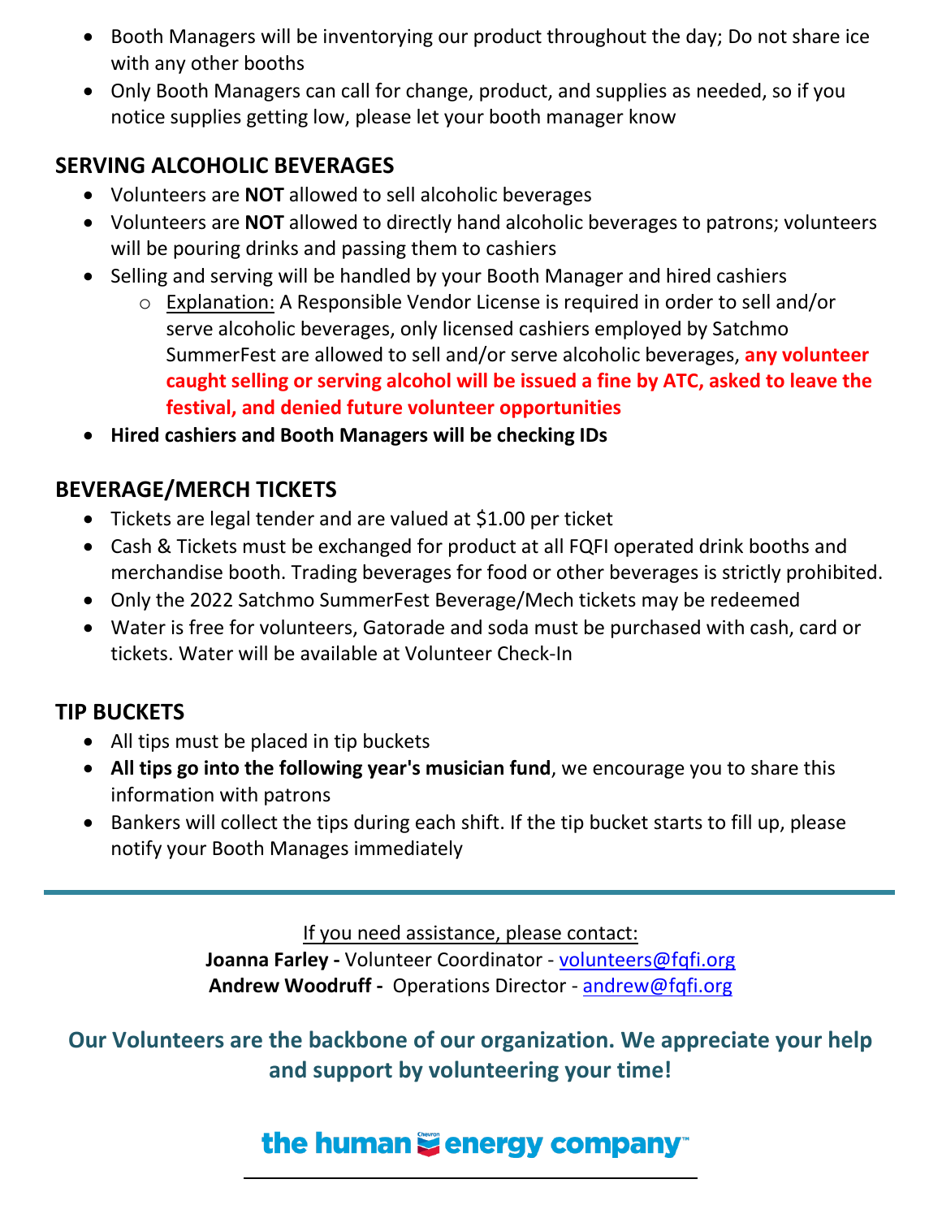- Booth Managers will be inventorying our product throughout the day; Do not share ice with any other booths
- Only Booth Managers can call for change, product, and supplies as needed, so if you notice supplies getting low, please let your booth manager know

## SERVING ALCOHOLIC BEVERAGES

- Volunteers are **NOT** allowed to sell alcoholic beverages
- Volunteers are **NOT** allowed to directly hand alcoholic beverages to patrons; volunteers will be pouring drinks and passing them to cashiers
- Selling and serving will be handled by your Booth Manager and hired cashiers
    - Explanation: A Responsible Vendor License is required in order to sell and/or serve alcoholic beverages, only licensed cashiers employed by Satchmo SummerFest are allowed to sell and/or serve alcoholic beverages, **any volunteer caught selling or serving alcohol will be issued a fine by ATC, asked to leave the festival, and denied future volunteer opportunities**
- **Hired cashiers and Booth Managers will be checking IDs**

## BEVERAGE/MERCH TICKETS

- Tickets are legal tender and are valued at $1.00 per ticket
- Cash & Tickets must be exchanged for product at all FQFI operated drink booths and merchandise booth. Trading beverages for food or other beverages is strictly prohibited.
- Only the 2022 Satchmo SummerFest Beverage/Mech tickets may be redeemed
- Water is free for volunteers, Gatorade and soda must be purchased with cash, card or tickets. Water will be available at Volunteer Check-In

## TIP BUCKETS

- All tips must be placed in tip buckets
- **All tips go into the following year's musician fund**, we encourage you to share this information with patrons
- Bankers will collect the tips during each shift. If the tip bucket starts to fill up, please notify your Booth Manages immediately

---

If you need assistance, please contact:

**Joanna Farley -** Volunteer Coordinator - volunteers@fqfi.org

**Andrew Woodruff -** Operations Director - andrew@fqfi.org

**Our Volunteers are the backbone of our organization. We appreciate your help and support by volunteering your time!**

the human energy company™